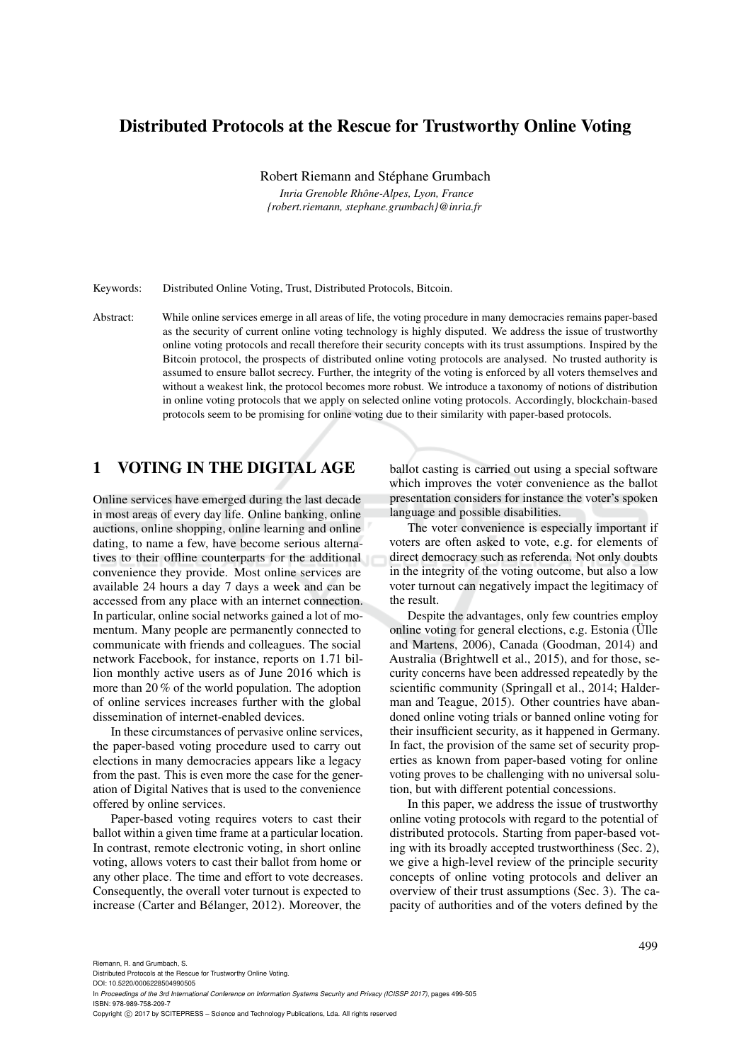# Distributed Protocols at the Rescue for Trustworthy Online Voting

Robert Riemann and Stéphane Grumbach

*Inria Grenoble Rhône-Alpes, Lyon, France*
*{robert.riemann, stephane.grumbach}@inria.fr*

Keywords: Distributed Online Voting, Trust, Distributed Protocols, Bitcoin.

Abstract: While online services emerge in all areas of life, the voting procedure in many democracies remains paper-based as the security of current online voting technology is highly disputed. We address the issue of trustworthy online voting protocols and recall therefore their security concepts with its trust assumptions. Inspired by the Bitcoin protocol, the prospects of distributed online voting protocols are analysed. No trusted authority is assumed to ensure ballot secrecy. Further, the integrity of the voting is enforced by all voters themselves and without a weakest link, the protocol becomes more robust. We introduce a taxonomy of notions of distribution in online voting protocols that we apply on selected online voting protocols. Accordingly, blockchain-based protocols seem to be promising for online voting due to their similarity with paper-based protocols.

## 1 VOTING IN THE DIGITAL AGE

Online services have emerged during the last decade in most areas of every day life. Online banking, online auctions, online shopping, online learning and online dating, to name a few, have become serious alternatives to their offline counterparts for the additional convenience they provide. Most online services are available 24 hours a day 7 days a week and can be accessed from any place with an internet connection. In particular, online social networks gained a lot of momentum. Many people are permanently connected to communicate with friends and colleagues. The social network Facebook, for instance, reports on 1.71 billion monthly active users as of June 2016 which is more than 20 % of the world population. The adoption of online services increases further with the global dissemination of internet-enabled devices.

In these circumstances of pervasive online services, the paper-based voting procedure used to carry out elections in many democracies appears like a legacy from the past. This is even more the case for the generation of Digital Natives that is used to the convenience offered by online services.

Paper-based voting requires voters to cast their ballot within a given time frame at a particular location. In contrast, remote electronic voting, in short online voting, allows voters to cast their ballot from home or any other place. The time and effort to vote decreases. Consequently, the overall voter turnout is expected to increase (Carter and Bélanger, 2012). Moreover, the ballot casting is carried out using a special software which improves the voter convenience as the ballot presentation considers for instance the voter's spoken language and possible disabilities.

The voter convenience is especially important if voters are often asked to vote, e.g. for elements of direct democracy such as referenda. Not only doubts in the integrity of the voting outcome, but also a low voter turnout can negatively impact the legitimacy of the result.

Despite the advantages, only few countries employ online voting for general elections, e.g. Estonia (Ülle and Martens, 2006), Canada (Goodman, 2014) and Australia (Brightwell et al., 2015), and for those, security concerns have been addressed repeatedly by the scientific community (Springall et al., 2014; Halderman and Teague, 2015). Other countries have abandoned online voting trials or banned online voting for their insufficient security, as it happened in Germany. In fact, the provision of the same set of security properties as known from paper-based voting for online voting proves to be challenging with no universal solution, but with different potential concessions.

In this paper, we address the issue of trustworthy online voting protocols with regard to the potential of distributed protocols. Starting from paper-based voting with its broadly accepted trustworthiness (Sec. 2), we give a high-level review of the principle security concepts of online voting protocols and deliver an overview of their trust assumptions (Sec. 3). The capacity of authorities and of the voters defined by the

Riemann, R. and Grumbach, S.
Distributed Protocols at the Rescue for Trustworthy Online Voting.
DOI: 10.5220/0006228504990505
In *Proceedings of the 3rd International Conference on Information Systems Security and Privacy (ICISSP 2017)*, pages 499-505
ISBN: 978-989-758-209-7
Copyright © 2017 by SCITEPRESS – Science and Technology Publications, Lda. All rights reserved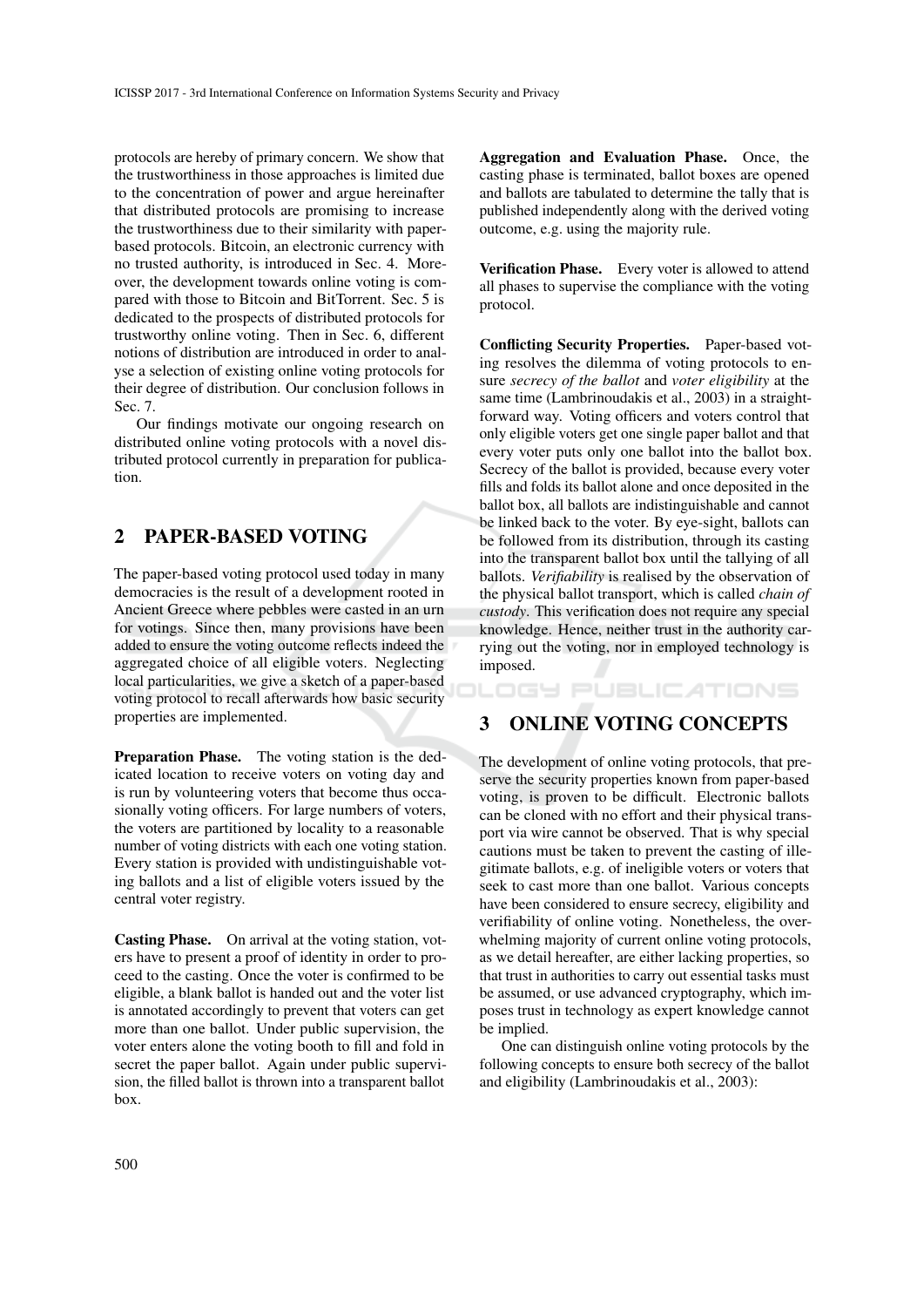protocols are hereby of primary concern. We show that the trustworthiness in those approaches is limited due to the concentration of power and argue hereinafter that distributed protocols are promising to increase the trustworthiness due to their similarity with paper-based protocols. Bitcoin, an electronic currency with no trusted authority, is introduced in Sec. 4. Moreover, the development towards online voting is compared with those to Bitcoin and BitTorrent. Sec. 5 is dedicated to the prospects of distributed protocols for trustworthy online voting. Then in Sec. 6, different notions of distribution are introduced in order to analyse a selection of existing online voting protocols for their degree of distribution. Our conclusion follows in Sec. 7.

Our findings motivate our ongoing research on distributed online voting protocols with a novel distributed protocol currently in preparation for publication.

## 2 PAPER-BASED VOTING

The paper-based voting protocol used today in many democracies is the result of a development rooted in Ancient Greece where pebbles were casted in an urn for votings. Since then, many provisions have been added to ensure the voting outcome reflects indeed the aggregated choice of all eligible voters. Neglecting local particularities, we give a sketch of a paper-based voting protocol to recall afterwards how basic security properties are implemented.

**Preparation Phase.** The voting station is the dedicated location to receive voters on voting day and is run by volunteering voters that become thus occasionally voting officers. For large numbers of voters, the voters are partitioned by locality to a reasonable number of voting districts with each one voting station. Every station is provided with undistinguishable voting ballots and a list of eligible voters issued by the central voter registry.

**Casting Phase.** On arrival at the voting station, voters have to present a proof of identity in order to proceed to the casting. Once the voter is confirmed to be eligible, a blank ballot is handed out and the voter list is annotated accordingly to prevent that voters can get more than one ballot. Under public supervision, the voter enters alone the voting booth to fill and fold in secret the paper ballot. Again under public supervision, the filled ballot is thrown into a transparent ballot box.

**Aggregation and Evaluation Phase.** Once, the casting phase is terminated, ballot boxes are opened and ballots are tabulated to determine the tally that is published independently along with the derived voting outcome, e.g. using the majority rule.

**Verification Phase.** Every voter is allowed to attend all phases to supervise the compliance with the voting protocol.

**Conflicting Security Properties.** Paper-based voting resolves the dilemma of voting protocols to ensure *secrecy of the ballot* and *voter eligibility* at the same time (Lambrinoudakis et al., 2003) in a straightforward way. Voting officers and voters control that only eligible voters get one single paper ballot and that every voter puts only one ballot into the ballot box. Secrecy of the ballot is provided, because every voter fills and folds its ballot alone and once deposited in the ballot box, all ballots are indistinguishable and cannot be linked back to the voter. By eye-sight, ballots can be followed from its distribution, through its casting into the transparent ballot box until the tallying of all ballots. *Verifiability* is realised by the observation of the physical ballot transport, which is called *chain of custody*. This verification does not require any special knowledge. Hence, neither trust in the authority carrying out the voting, nor in employed technology is imposed.

## 3 ONLINE VOTING CONCEPTS

The development of online voting protocols, that preserve the security properties known from paper-based voting, is proven to be difficult. Electronic ballots can be cloned with no effort and their physical transport via wire cannot be observed. That is why special cautions must be taken to prevent the casting of illegitimate ballots, e.g. of ineligible voters or voters that seek to cast more than one ballot. Various concepts have been considered to ensure secrecy, eligibility and verifiability of online voting. Nonetheless, the overwhelming majority of current online voting protocols, as we detail hereafter, are either lacking properties, so that trust in authorities to carry out essential tasks must be assumed, or use advanced cryptography, which imposes trust in technology as expert knowledge cannot be implied.

One can distinguish online voting protocols by the following concepts to ensure both secrecy of the ballot and eligibility (Lambrinoudakis et al., 2003):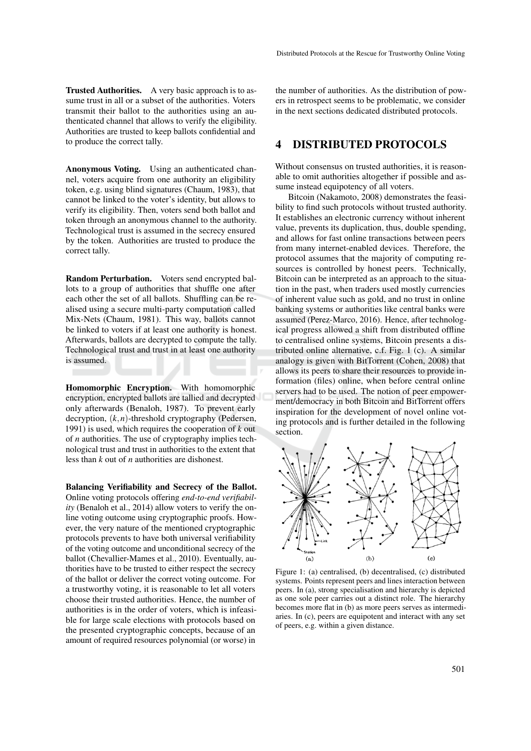**Trusted Authorities.** A very basic approach is to assume trust in all or a subset of the authorities. Voters transmit their ballot to the authorities using an authenticated channel that allows to verify the eligibility. Authorities are trusted to keep ballots confidential and to produce the correct tally.

**Anonymous Voting.** Using an authenticated channel, voters acquire from one authority an eligibility token, e.g. using blind signatures (Chaum, 1983), that cannot be linked to the voter's identity, but allows to verify its eligibility. Then, voters send both ballot and token through an anonymous channel to the authority. Technological trust is assumed in the secrecy ensured by the token. Authorities are trusted to produce the correct tally.

**Random Perturbation.** Voters send encrypted ballots to a group of authorities that shuffle one after each other the set of all ballots. Shuffling can be realised using a secure multi-party computation called Mix-Nets (Chaum, 1981). This way, ballots cannot be linked to voters if at least one authority is honest. Afterwards, ballots are decrypted to compute the tally. Technological trust and trust in at least one authority is assumed.

**Homomorphic Encryption.** With homomorphic encryption, encrypted ballots are tallied and decrypted only afterwards (Benaloh, 1987). To prevent early decryption, $(k,n)$-threshold cryptography (Pedersen, 1991) is used, which requires the cooperation of $k$ out of $n$ authorities. The use of cryptography implies technological trust and trust in authorities to the extent that less than $k$ out of $n$ authorities are dishonest.

**Balancing Verifiability and Secrecy of the Ballot.** Online voting protocols offering *end-to-end verifiability* (Benaloh et al., 2014) allow voters to verify the online voting outcome using cryptographic proofs. However, the very nature of the mentioned cryptographic protocols prevents to have both universal verifiability of the voting outcome and unconditional secrecy of the ballot (Chevallier-Mames et al., 2010). Eventually, authorities have to be trusted to either respect the secrecy of the ballot or deliver the correct voting outcome. For a trustworthy voting, it is reasonable to let all voters choose their trusted authorities. Hence, the number of authorities is in the order of voters, which is infeasible for large scale elections with protocols based on the presented cryptographic concepts, because of an amount of required resources polynomial (or worse) in the number of authorities. As the distribution of powers in retrospect seems to be problematic, we consider in the next sections dedicated distributed protocols.

## 4 DISTRIBUTED PROTOCOLS

Without consensus on trusted authorities, it is reasonable to omit authorities altogether if possible and assume instead equipotency of all voters.

Bitcoin (Nakamoto, 2008) demonstrates the feasibility to find such protocols without trusted authority. It establishes an electronic currency without inherent value, prevents its duplication, thus, double spending, and allows for fast online transactions between peers from many internet-enabled devices. Therefore, the protocol assumes that the majority of computing resources is controlled by honest peers. Technically, Bitcoin can be interpreted as an approach to the situation in the past, when traders used mostly currencies of inherent value such as gold, and no trust in online banking systems or authorities like central banks were assumed (Perez-Marco, 2016). Hence, after technological progress allowed a shift from distributed offline to centralised online systems, Bitcoin presents a distributed online alternative, c.f. Fig. 1 (c). A similar analogy is given with BitTorrent (Cohen, 2008) that allows its peers to share their resources to provide information (files) online, when before central online servers had to be used. The notion of peer empowerment/democracy in both Bitcoin and BitTorrent offers inspiration for the development of novel online voting protocols and is further detailed in the following section.

Figure 1: (a) centralised, (b) decentralised, (c) distributed systems. Points represent peers and lines interaction between peers. In (a), strong specialisation and hierarchy is depicted as one sole peer carries out a distinct role. The hierarchy becomes more flat in (b) as more peers serves as intermediaries. In (c), peers are equipotent and interact with any set of peers, e.g. within a given distance.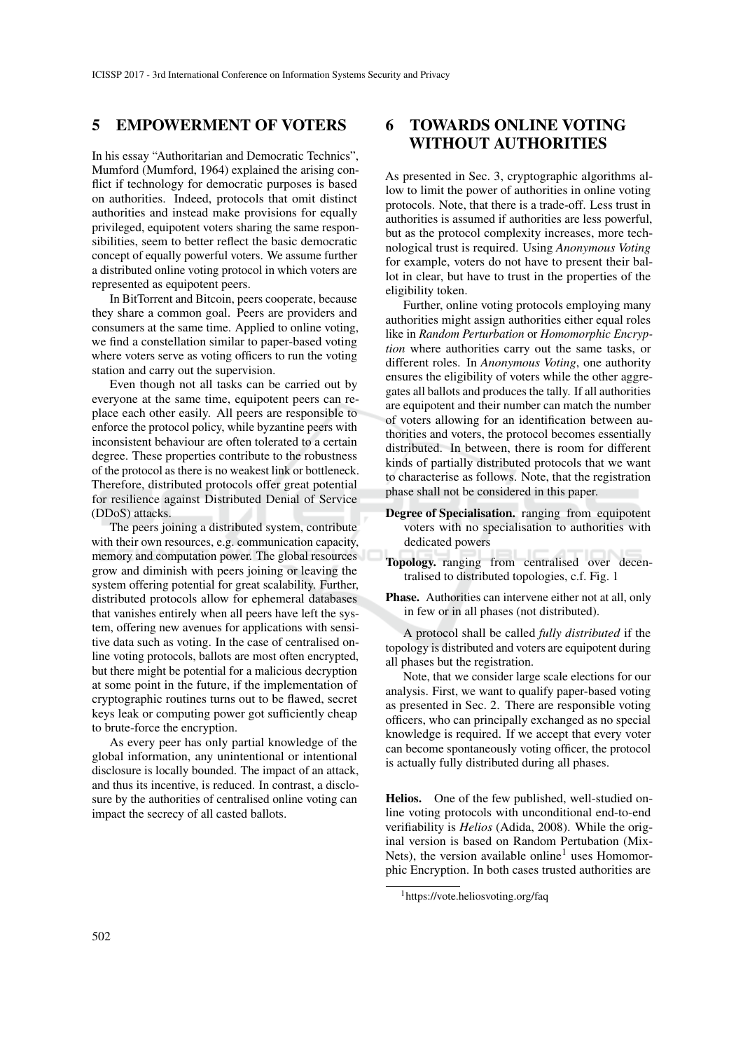## 5 EMPOWERMENT OF VOTERS

In his essay "Authoritarian and Democratic Technics", Mumford (Mumford, 1964) explained the arising conflict if technology for democratic purposes is based on authorities. Indeed, protocols that omit distinct authorities and instead make provisions for equally privileged, equipotent voters sharing the same responsibilities, seem to better reflect the basic democratic concept of equally powerful voters. We assume further a distributed online voting protocol in which voters are represented as equipotent peers.

In BitTorrent and Bitcoin, peers cooperate, because they share a common goal. Peers are providers and consumers at the same time. Applied to online voting, we find a constellation similar to paper-based voting where voters serve as voting officers to run the voting station and carry out the supervision.

Even though not all tasks can be carried out by everyone at the same time, equipotent peers can replace each other easily. All peers are responsible to enforce the protocol policy, while byzantine peers with inconsistent behaviour are often tolerated to a certain degree. These properties contribute to the robustness of the protocol as there is no weakest link or bottleneck. Therefore, distributed protocols offer great potential for resilience against Distributed Denial of Service (DDoS) attacks.

The peers joining a distributed system, contribute with their own resources, e.g. communication capacity, memory and computation power. The global resources grow and diminish with peers joining or leaving the system offering potential for great scalability. Further, distributed protocols allow for ephemeral databases that vanishes entirely when all peers have left the system, offering new avenues for applications with sensitive data such as voting. In the case of centralised online voting protocols, ballots are most often encrypted, but there might be potential for a malicious decryption at some point in the future, if the implementation of cryptographic routines turns out to be flawed, secret keys leak or computing power got sufficiently cheap to brute-force the encryption.

As every peer has only partial knowledge of the global information, any unintentional or intentional disclosure is locally bounded. The impact of an attack, and thus its incentive, is reduced. In contrast, a disclosure by the authorities of centralised online voting can impact the secrecy of all casted ballots.

## 6 TOWARDS ONLINE VOTING WITHOUT AUTHORITIES

As presented in Sec. 3, cryptographic algorithms allow to limit the power of authorities in online voting protocols. Note, that there is a trade-off. Less trust in authorities is assumed if authorities are less powerful, but as the protocol complexity increases, more technological trust is required. Using *Anonymous Voting* for example, voters do not have to present their ballot in clear, but have to trust in the properties of the eligibility token.

Further, online voting protocols employing many authorities might assign authorities either equal roles like in *Random Perturbation* or *Homomorphic Encryption* where authorities carry out the same tasks, or different roles. In *Anonymous Voting*, one authority ensures the eligibility of voters while the other aggregates all ballots and produces the tally. If all authorities are equipotent and their number can match the number of voters allowing for an identification between authorities and voters, the protocol becomes essentially distributed. In between, there is room for different kinds of partially distributed protocols that we want to characterise as follows. Note, that the registration phase shall not be considered in this paper.

**Degree of Specialisation.** ranging from equipotent voters with no specialisation to authorities with dedicated powers

**Topology.** ranging from centralised over decentralised to distributed topologies, c.f. Fig. 1

**Phase.** Authorities can intervene either not at all, only in few or in all phases (not distributed).

A protocol shall be called *fully distributed* if the topology is distributed and voters are equipotent during all phases but the registration.

Note, that we consider large scale elections for our analysis. First, we want to qualify paper-based voting as presented in Sec. 2. There are responsible voting officers, who can principally exchanged as no special knowledge is required. If we accept that every voter can become spontaneously voting officer, the protocol is actually fully distributed during all phases.

**Helios.** One of the few published, well-studied online voting protocols with unconditional end-to-end verifiability is *Helios* (Adida, 2008). While the original version is based on Random Pertubation (Mix-Nets), the version available online[1] uses Homomorphic Encryption. In both cases trusted authorities are

[1] https://vote.heliosvoting.org/faq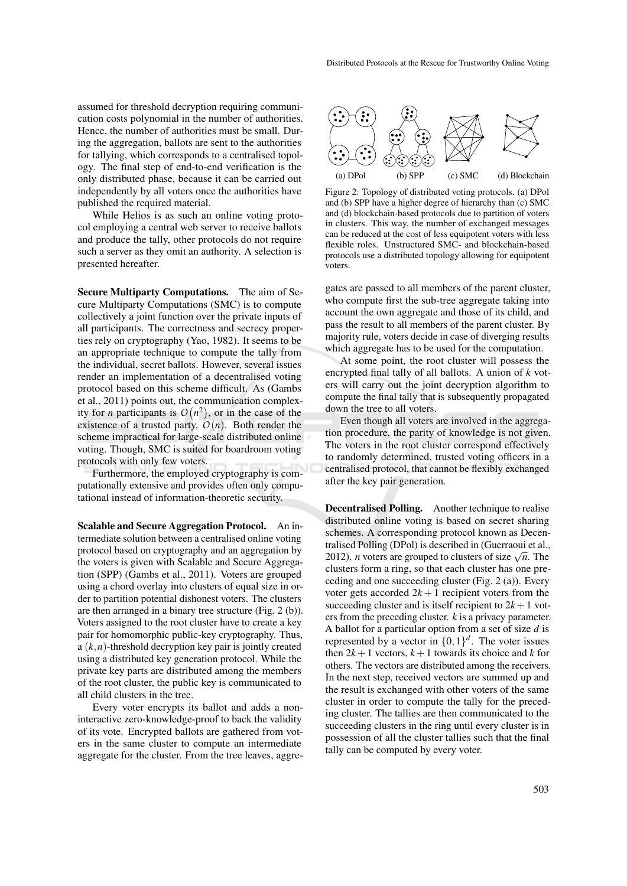assumed for threshold decryption requiring communication costs polynomial in the number of authorities. Hence, the number of authorities must be small. During the aggregation, ballots are sent to the authorities for tallying, which corresponds to a centralised topology. The final step of end-to-end verification is the only distributed phase, because it can be carried out independently by all voters once the authorities have published the required material.

While Helios is as such an online voting protocol employing a central web server to receive ballots and produce the tally, other protocols do not require such a server as they omit an authority. A selection is presented hereafter.

**Secure Multiparty Computations.** The aim of Secure Multiparty Computations (SMC) is to compute collectively a joint function over the private inputs of all participants. The correctness and secrecy properties rely on cryptography (Yao, 1982). It seems to be an appropriate technique to compute the tally from the individual, secret ballots. However, several issues render an implementation of a decentralised voting protocol based on this scheme difficult. As (Gambs et al., 2011) points out, the communication complexity for $n$ participants is $O(n^2)$, or in the case of the existence of a trusted party, $O(n)$. Both render the scheme impractical for large-scale distributed online voting. Though, SMC is suited for boardroom voting protocols with only few voters.

Furthermore, the employed cryptography is computationally extensive and provides often only computational instead of information-theoretic security.

**Scalable and Secure Aggregation Protocol.** An intermediate solution between a centralised online voting protocol based on cryptography and an aggregation by the voters is given with Scalable and Secure Aggregation (SPP) (Gambs et al., 2011). Voters are grouped using a chord overlay into clusters of equal size in order to partition potential dishonest voters. The clusters are then arranged in a binary tree structure (Fig. 2 (b)). Voters assigned to the root cluster have to create a key pair for homomorphic public-key cryptography. Thus, a $(k,n)$-threshold decryption key pair is jointly created using a distributed key generation protocol. While the private key parts are distributed among the members of the root cluster, the public key is communicated to all child clusters in the tree.

Every voter encrypts its ballot and adds a non-interactive zero-knowledge-proof to back the validity of its vote. Encrypted ballots are gathered from voters in the same cluster to compute an intermediate aggregate for the cluster. From the tree leaves, aggregates are passed to all members of the parent cluster, who compute first the sub-tree aggregate taking into account the own aggregate and those of its child, and pass the result to all members of the parent cluster. By majority rule, voters decide in case of diverging results which aggregate has to be used for the computation.

At some point, the root cluster will possess the encrypted final tally of all ballots. A union of $k$ voters will carry out the joint decryption algorithm to compute the final tally that is subsequently propagated down the tree to all voters.

Even though all voters are involved in the aggregation procedure, the parity of knowledge is not given. The voters in the root cluster correspond effectively to randomly determined, trusted voting officers in a centralised protocol, that cannot be flexibly exchanged after the key pair generation.

(a) DPol (b) SPP (c) SMC (d) Blockchain

Figure 2: Topology of distributed voting protocols. (a) DPol and (b) SPP have a higher degree of hierarchy than (c) SMC and (d) blockchain-based protocols due to partition of voters in clusters. This way, the number of exchanged messages can be reduced at the cost of less equipotent voters with less flexible roles. Unstructured SMC- and blockchain-based protocols use a distributed topology allowing for equipotent voters.

**Decentralised Polling.** Another technique to realise distributed online voting is based on secret sharing schemes. A corresponding protocol known as Decentralised Polling (DPol) is described in (Guerraoui et al., 2012). $n$ voters are grouped to clusters of size $\sqrt{n}$. The clusters form a ring, so that each cluster has one preceding and one succeeding cluster (Fig. 2 (a)). Every voter gets accorded $2k+1$ recipient voters from the succeeding cluster and is itself recipient to $2k+1$ voters from the preceding cluster. $k$ is a privacy parameter. A ballot for a particular option from a set of size $d$ is represented by a vector in $\{0,1\}^d$. The voter issues then $2k+1$ vectors, $k+1$ towards its choice and $k$ for others. The vectors are distributed among the receivers. In the next step, received vectors are summed up and the result is exchanged with other voters of the same cluster in order to compute the tally for the preceding cluster. The tallies are then communicated to the succeeding clusters in the ring until every cluster is in possession of all the cluster tallies such that the final tally can be computed by every voter.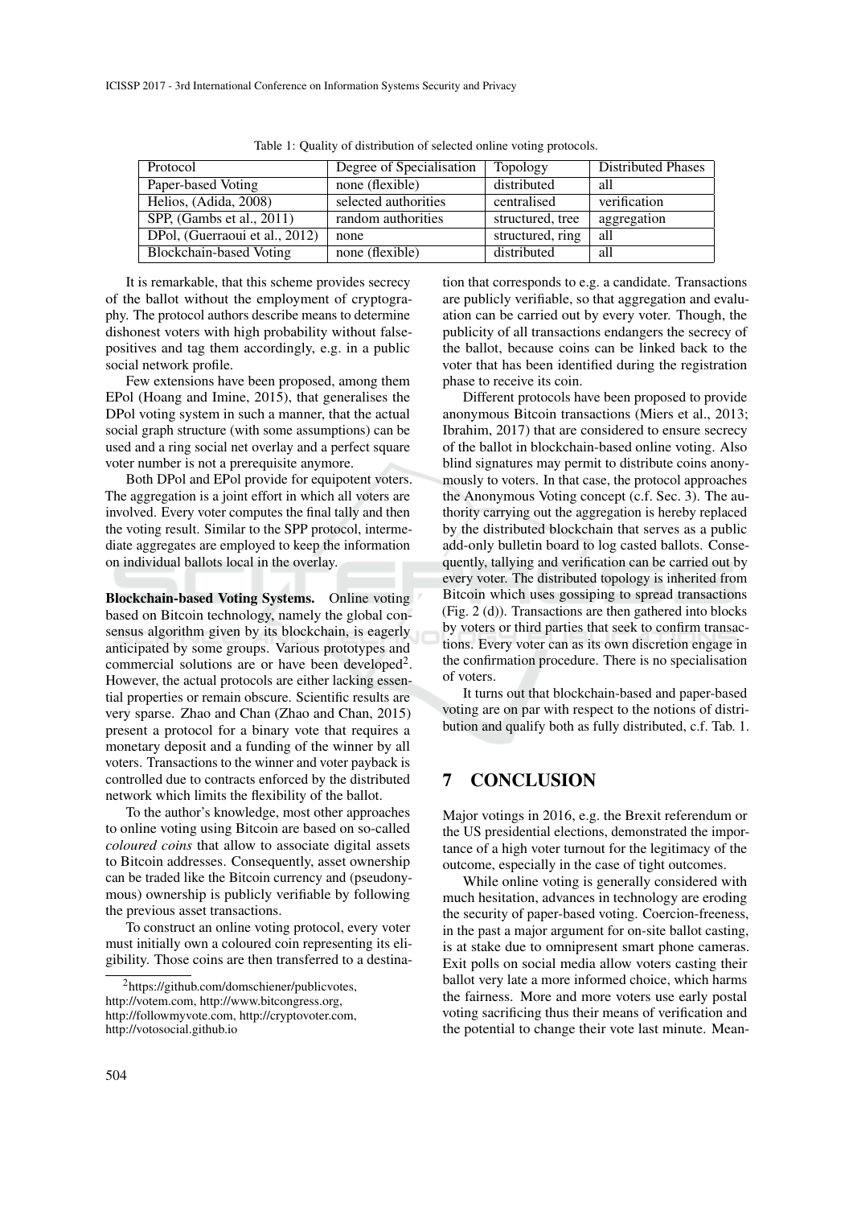Table 1: Quality of distribution of selected online voting protocols.

| Protocol | Degree of Specialisation | Topology | Distributed Phases |
|---|---|---|---|
| Paper-based Voting | none (flexible) | distributed | all |
| Helios, (Adida, 2008) | selected authorities | centralised | verification |
| SPP, (Gambs et al., 2011) | random authorities | structured, tree | aggregation |
| DPol, (Guerraoui et al., 2012) | none | structured, ring | all |
| Blockchain-based Voting | none (flexible) | distributed | all |

It is remarkable, that this scheme provides secrecy of the ballot without the employment of cryptography. The protocol authors describe means to determine dishonest voters with high probability without false-positives and tag them accordingly, e.g. in a public social network profile.

Few extensions have been proposed, among them EPol (Hoang and Imine, 2015), that generalises the DPol voting system in such a manner, that the actual social graph structure (with some assumptions) can be used and a ring social net overlay and a perfect square voter number is not a prerequisite anymore.

Both DPol and EPol provide for equipotent voters. The aggregation is a joint effort in which all voters are involved. Every voter computes the final tally and then the voting result. Similar to the SPP protocol, intermediate aggregates are employed to keep the information on individual ballots local in the overlay.

**Blockchain-based Voting Systems.** Online voting based on Bitcoin technology, namely the global consensus algorithm given by its blockchain, is eagerly anticipated by some groups. Various prototypes and commercial solutions are or have been developed[2]. However, the actual protocols are either lacking essential properties or remain obscure. Scientific results are very sparse. Zhao and Chan (Zhao and Chan, 2015) present a protocol for a binary vote that requires a monetary deposit and a funding of the winner by all voters. Transactions to the winner and voter payback is controlled due to contracts enforced by the distributed network which limits the flexibility of the ballot.

To the author's knowledge, most other approaches to online voting using Bitcoin are based on so-called *coloured coins* that allow to associate digital assets to Bitcoin addresses. Consequently, asset ownership can be traded like the Bitcoin currency and (pseudonymous) ownership is publicly verifiable by following the previous asset transactions.

To construct an online voting protocol, every voter must initially own a coloured coin representing its eligibility. Those coins are then transferred to a destination that corresponds to e.g. a candidate. Transactions are publicly verifiable, so that aggregation and evaluation can be carried out by every voter. Though, the publicity of all transactions endangers the secrecy of the ballot, because coins can be linked back to the voter that has been identified during the registration phase to receive its coin.

Different protocols have been proposed to provide anonymous Bitcoin transactions (Miers et al., 2013; Ibrahim, 2017) that are considered to ensure secrecy of the ballot in blockchain-based online voting. Also blind signatures may permit to distribute coins anonymously to voters. In that case, the protocol approaches the Anonymous Voting concept (c.f. Sec. 3). The authority carrying out the aggregation is hereby replaced by the distributed blockchain that serves as a public add-only bulletin board to log casted ballots. Consequently, tallying and verification can be carried out by every voter. The distributed topology is inherited from Bitcoin which uses gossiping to spread transactions (Fig. 2 (d)). Transactions are then gathered into blocks by voters or third parties that seek to confirm transactions. Every voter can as its own discretion engage in the confirmation procedure. There is no specialisation of voters.

It turns out that blockchain-based and paper-based voting are on par with respect to the notions of distribution and qualify both as fully distributed, c.f. Tab. 1.

# 7 CONCLUSION

Major votings in 2016, e.g. the Brexit referendum or the US presidential elections, demonstrated the importance of a high voter turnout for the legitimacy of the outcome, especially in the case of tight outcomes.

While online voting is generally considered with much hesitation, advances in technology are eroding the security of paper-based voting. Coercion-freeness, in the past a major argument for on-site ballot casting, is at stake due to omnipresent smart phone cameras. Exit polls on social media allow voters casting their ballot very late a more informed choice, which harms the fairness. More and more voters use early postal voting sacrificing thus their means of verification and the potential to change their vote last minute. Mean-

[2] https://github.com/domschiener/publicvotes, http://votem.com, http://www.bitcongress.org, http://followmyvote.com, http://cryptovoter.com, http://votosocial.github.io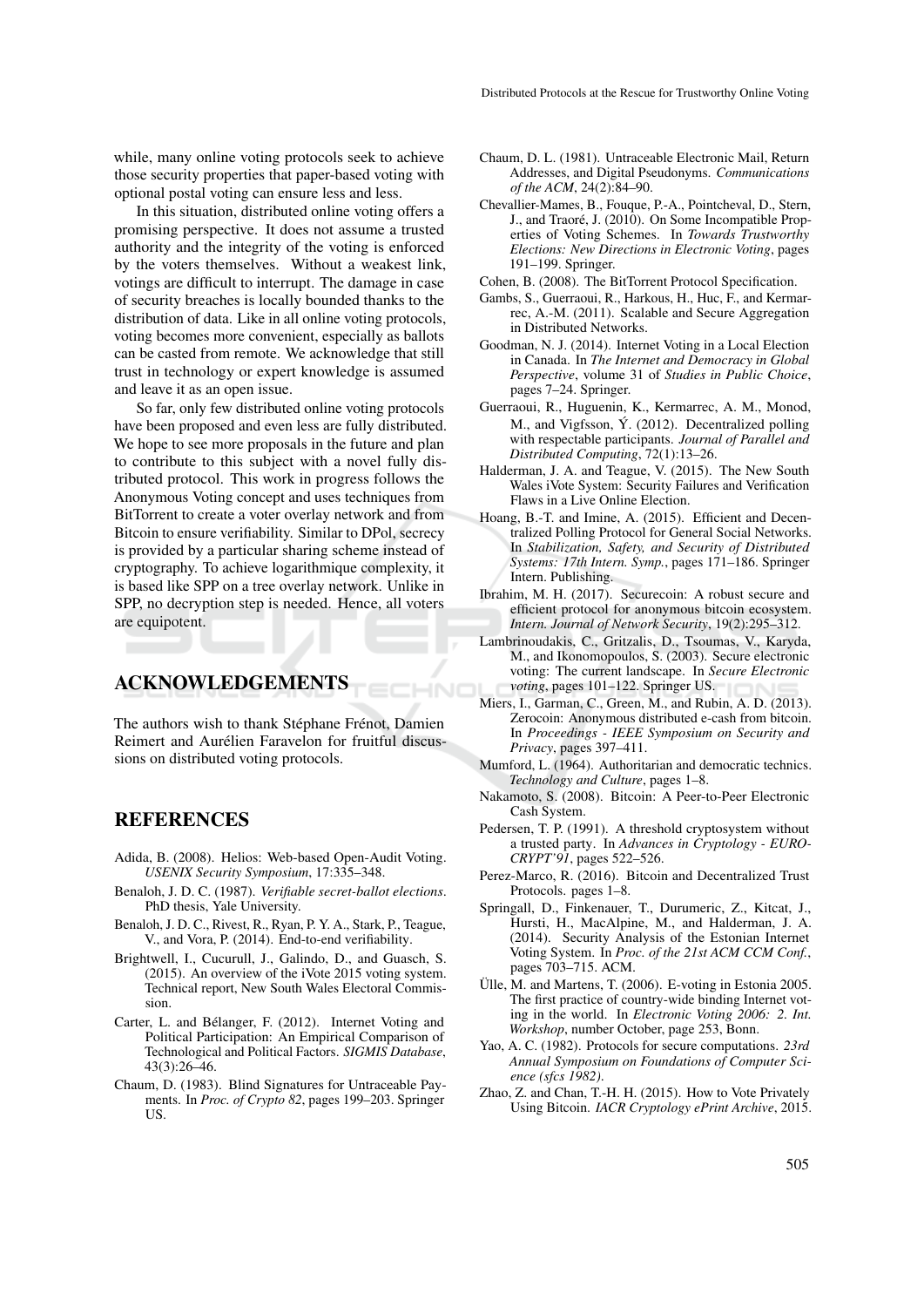while, many online voting protocols seek to achieve those security properties that paper-based voting with optional postal voting can ensure less and less.

In this situation, distributed online voting offers a promising perspective. It does not assume a trusted authority and the integrity of the voting is enforced by the voters themselves. Without a weakest link, votings are difficult to interrupt. The damage in case of security breaches is locally bounded thanks to the distribution of data. Like in all online voting protocols, voting becomes more convenient, especially as ballots can be casted from remote. We acknowledge that still trust in technology or expert knowledge is assumed and leave it as an open issue.

So far, only few distributed online voting protocols have been proposed and even less are fully distributed. We hope to see more proposals in the future and plan to contribute to this subject with a novel fully distributed protocol. This work in progress follows the Anonymous Voting concept and uses techniques from BitTorrent to create a voter overlay network and from Bitcoin to ensure verifiability. Similar to DPol, secrecy is provided by a particular sharing scheme instead of cryptography. To achieve logarithmique complexity, it is based like SPP on a tree overlay network. Unlike in SPP, no decryption step is needed. Hence, all voters are equipotent.

## ACKNOWLEDGEMENTS

The authors wish to thank Stéphane Frénot, Damien Reimert and Aurélien Faravelon for fruitful discussions on distributed voting protocols.

## REFERENCES

Adida, B. (2008). Helios: Web-based Open-Audit Voting. *USENIX Security Symposium*, 17:335–348.

Benaloh, J. D. C. (1987). *Verifiable secret-ballot elections*. PhD thesis, Yale University.

Benaloh, J. D. C., Rivest, R., Ryan, P. Y. A., Stark, P., Teague, V., and Vora, P. (2014). End-to-end verifiability.

Brightwell, I., Cucurull, J., Galindo, D., and Guasch, S. (2015). An overview of the iVote 2015 voting system. Technical report, New South Wales Electoral Commission.

Carter, L. and Bélanger, F. (2012). Internet Voting and Political Participation: An Empirical Comparison of Technological and Political Factors. *SIGMIS Database*, 43(3):26–46.

Chaum, D. (1983). Blind Signatures for Untraceable Payments. In *Proc. of Crypto 82*, pages 199–203. Springer US.

Chaum, D. L. (1981). Untraceable Electronic Mail, Return Addresses, and Digital Pseudonyms. *Communications of the ACM*, 24(2):84–90.

Chevallier-Mames, B., Fouque, P.-A., Pointcheval, D., Stern, J., and Traoré, J. (2010). On Some Incompatible Properties of Voting Schemes. In *Towards Trustworthy Elections: New Directions in Electronic Voting*, pages 191–199. Springer.

Cohen, B. (2008). The BitTorrent Protocol Specification.

Gambs, S., Guerraoui, R., Harkous, H., Huc, F., and Kermarrec, A.-M. (2011). Scalable and Secure Aggregation in Distributed Networks.

Goodman, N. J. (2014). Internet Voting in a Local Election in Canada. In *The Internet and Democracy in Global Perspective*, volume 31 of *Studies in Public Choice*, pages 7–24. Springer.

Guerraoui, R., Huguenin, K., Kermarrec, A. M., Monod, M., and Vigfsson, Ý. (2012). Decentralized polling with respectable participants. *Journal of Parallel and Distributed Computing*, 72(1):13–26.

Halderman, J. A. and Teague, V. (2015). The New South Wales iVote System: Security Failures and Verification Flaws in a Live Online Election.

Hoang, B.-T. and Imine, A. (2015). Efficient and Decentralized Polling Protocol for General Social Networks. In *Stabilization, Safety, and Security of Distributed Systems: 17th Intern. Symp.*, pages 171–186. Springer Intern. Publishing.

Ibrahim, M. H. (2017). Securecoin: A robust secure and efficient protocol for anonymous bitcoin ecosystem. *Intern. Journal of Network Security*, 19(2):295–312.

Lambrinoudakis, C., Gritzalis, D., Tsoumas, V., Karyda, M., and Ikonomopoulos, S. (2003). Secure electronic voting: The current landscape. In *Secure Electronic voting*, pages 101–122. Springer US.

Miers, I., Garman, C., Green, M., and Rubin, A. D. (2013). Zerocoin: Anonymous distributed e-cash from bitcoin. In *Proceedings - IEEE Symposium on Security and Privacy*, pages 397–411.

Mumford, L. (1964). Authoritarian and democratic technics. *Technology and Culture*, pages 1–8.

Nakamoto, S. (2008). Bitcoin: A Peer-to-Peer Electronic Cash System.

Pedersen, T. P. (1991). A threshold cryptosystem without a trusted party. In *Advances in Cryptology - EUROCRYPT'91*, pages 522–526.

Perez-Marco, R. (2016). Bitcoin and Decentralized Trust Protocols. pages 1–8.

Springall, D., Finkenauer, T., Durumeric, Z., Kitcat, J., Hursti, H., MacAlpine, M., and Halderman, J. A. (2014). Security Analysis of the Estonian Internet Voting System. In *Proc. of the 21st ACM CCM Conf.*, pages 703–715. ACM.

Ülle, M. and Martens, T. (2006). E-voting in Estonia 2005. The first practice of country-wide binding Internet voting in the world. In *Electronic Voting 2006: 2. Int. Workshop*, number October, page 253, Bonn.

Yao, A. C. (1982). Protocols for secure computations. *23rd Annual Symposium on Foundations of Computer Science (sfcs 1982)*.

Zhao, Z. and Chan, T.-H. H. (2015). How to Vote Privately Using Bitcoin. *IACR Cryptology ePrint Archive*, 2015.